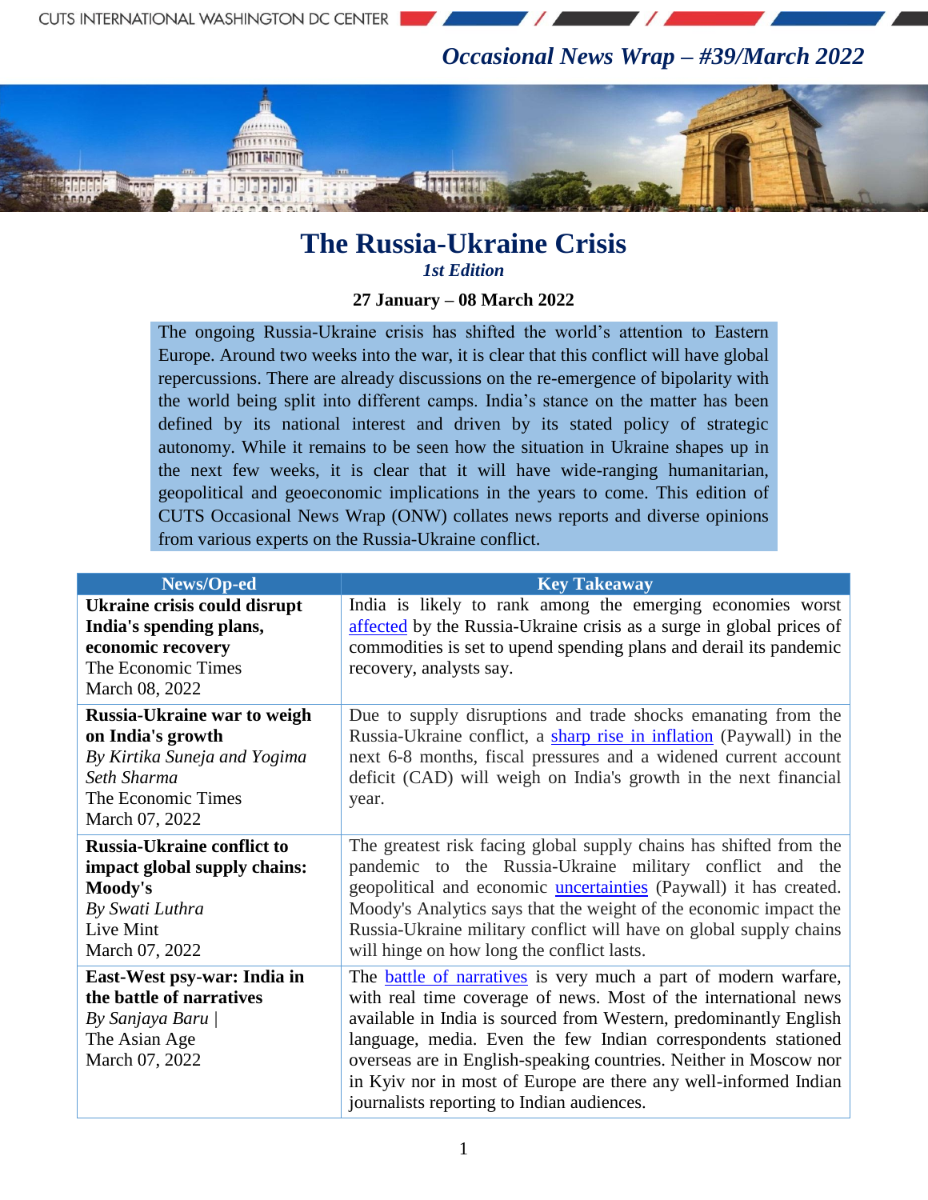*Occasional News Wrap – #39/March 2022*

# The Russia-Ukraine Crisis

*1st Edition*

**27 January – 08 March 2022**

The ongoing Russia-Ukraine crisis has shifted the world's attention to Eastern Europe. Around two weeks into the war, it is clear that this conflict will have global repercussions. There are already discussions on the re-emergence of bipolarity with the world being split into different camps. India's stance on the matter has been defined by its national interest and driven by its stated policy of strategic autonomy. While it remains to be seen how the situation in Ukraine shapes up in the next few weeks, it is clear that it will have wide-ranging humanitarian, geopolitical and geoeconomic implications in the years to come. This edition of CUTS Occasional News Wrap (ONW) collates news reports and diverse opinions from various experts on the Russia-Ukraine conflict.

| News/Op-ed | Key Takeaway |
|---|---|
| **Ukraine crisis could disrupt India's spending plans, economic recovery**<br>The Economic Times<br>March 08, 2022 | India is likely to rank among the emerging economies worst affected by the Russia-Ukraine crisis as a surge in global prices of commodities is set to upend spending plans and derail its pandemic recovery, analysts say. |
| **Russia-Ukraine war to weigh on India's growth**<br>*By Kirtika Suneja and Yogima Seth Sharma*<br>The Economic Times<br>March 07, 2022 | Due to supply disruptions and trade shocks emanating from the Russia-Ukraine conflict, a sharp rise in inflation (Paywall) in the next 6-8 months, fiscal pressures and a widened current account deficit (CAD) will weigh on India's growth in the next financial year. |
| **Russia-Ukraine conflict to impact global supply chains: Moody's**<br>*By Swati Luthra*<br>Live Mint<br>March 07, 2022 | The greatest risk facing global supply chains has shifted from the pandemic to the Russia-Ukraine military conflict and the geopolitical and economic uncertainties (Paywall) it has created. Moody's Analytics says that the weight of the economic impact the Russia-Ukraine military conflict will have on global supply chains will hinge on how long the conflict lasts. |
| **East-West psy-war: India in the battle of narratives**<br>*By Sanjaya Baru* \|<br>The Asian Age<br>March 07, 2022 | The battle of narratives is very much a part of modern warfare, with real time coverage of news. Most of the international news available in India is sourced from Western, predominantly English language, media. Even the few Indian correspondents stationed overseas are in English-speaking countries. Neither in Moscow nor in Kyiv nor in most of Europe are there any well-informed Indian journalists reporting to Indian audiences. |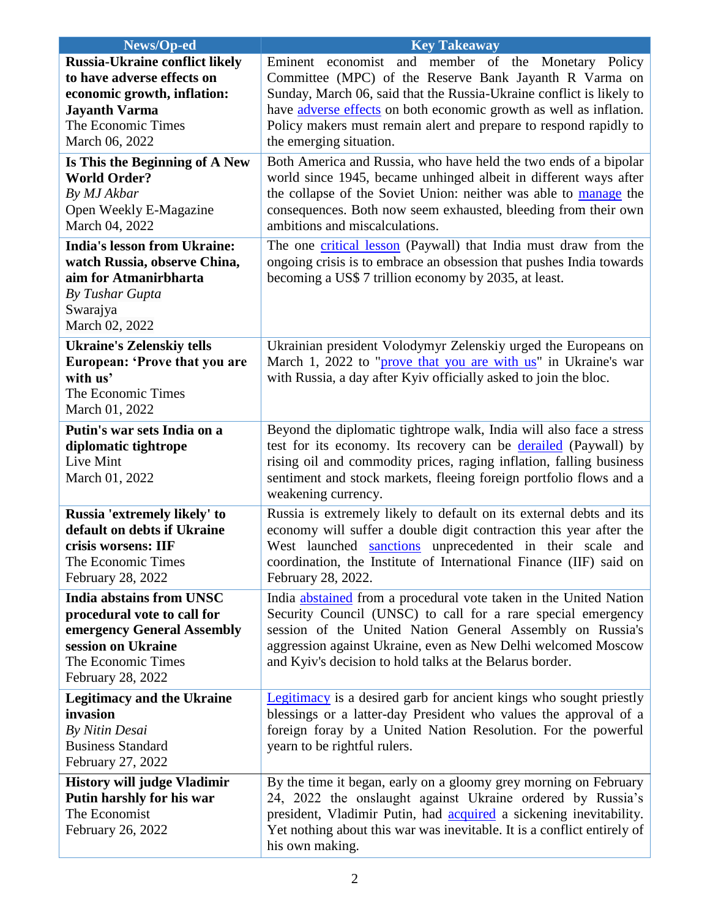| News/Op-ed | Key Takeaway |
|---|---|
| **Russia-Ukraine conflict likely to have adverse effects on economic growth, inflation: Jayanth Varma**<br>The Economic Times<br>March 06, 2022 | Eminent economist and member of the Monetary Policy Committee (MPC) of the Reserve Bank Jayanth R Varma on Sunday, March 06, said that the Russia-Ukraine conflict is likely to have adverse effects on both economic growth as well as inflation. Policy makers must remain alert and prepare to respond rapidly to the emerging situation. |
| **Is This the Beginning of A New World Order?**<br>*By MJ Akbar*<br>Open Weekly E-Magazine<br>March 04, 2022 | Both America and Russia, who have held the two ends of a bipolar world since 1945, became unhinged albeit in different ways after the collapse of the Soviet Union: neither was able to manage the consequences. Both now seem exhausted, bleeding from their own ambitions and miscalculations. |
| **India's lesson from Ukraine: watch Russia, observe China, aim for Atmanirbharta**<br>*By Tushar Gupta*<br>Swarajya<br>March 02, 2022 | The one critical lesson (Paywall) that India must draw from the ongoing crisis is to embrace an obsession that pushes India towards becoming a US$ 7 trillion economy by 2035, at least. |
| **Ukraine's Zelenskiy tells European: 'Prove that you are with us'**<br>The Economic Times<br>March 01, 2022 | Ukrainian president Volodymyr Zelenskiy urged the Europeans on March 1, 2022 to "prove that you are with us" in Ukraine's war with Russia, a day after Kyiv officially asked to join the bloc. |
| **Putin's war sets India on a diplomatic tightrope**<br>Live Mint<br>March 01, 2022 | Beyond the diplomatic tightrope walk, India will also face a stress test for its economy. Its recovery can be derailed (Paywall) by rising oil and commodity prices, raging inflation, falling business sentiment and stock markets, fleeing foreign portfolio flows and a weakening currency. |
| **Russia 'extremely likely' to default on debts if Ukraine crisis worsens: IIF**<br>The Economic Times<br>February 28, 2022 | Russia is extremely likely to default on its external debts and its economy will suffer a double digit contraction this year after the West launched sanctions unprecedented in their scale and coordination, the Institute of International Finance (IIF) said on February 28, 2022. |
| **India abstains from UNSC procedural vote to call for emergency General Assembly session on Ukraine**<br>The Economic Times<br>February 28, 2022 | India abstained from a procedural vote taken in the United Nation Security Council (UNSC) to call for a rare special emergency session of the United Nation General Assembly on Russia's aggression against Ukraine, even as New Delhi welcomed Moscow and Kyiv's decision to hold talks at the Belarus border. |
| **Legitimacy and the Ukraine invasion**<br>*By Nitin Desai*<br>Business Standard<br>February 27, 2022 | Legitimacy is a desired garb for ancient kings who sought priestly blessings or a latter-day President who values the approval of a foreign foray by a United Nation Resolution. For the powerful yearn to be rightful rulers. |
| **History will judge Vladimir Putin harshly for his war**<br>The Economist<br>February 26, 2022 | By the time it began, early on a gloomy grey morning on February 24, 2022 the onslaught against Ukraine ordered by Russia's president, Vladimir Putin, had acquired a sickening inevitability. Yet nothing about this war was inevitable. It is a conflict entirely of his own making. |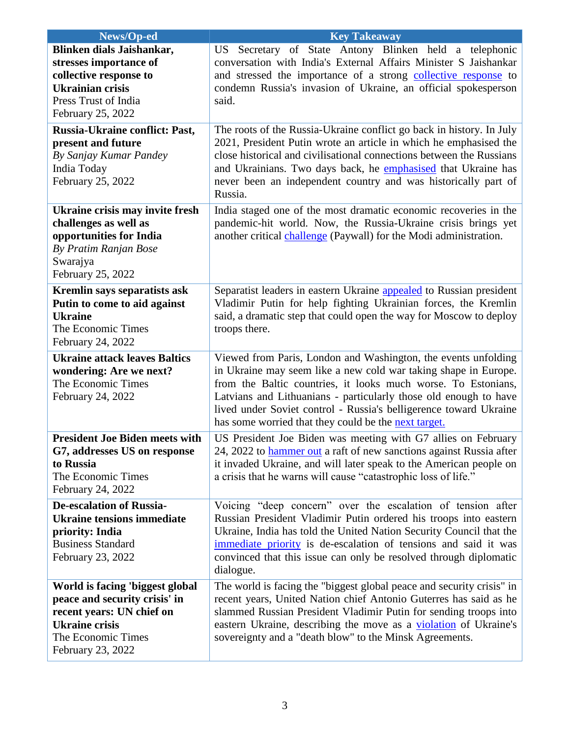| News/Op-ed | Key Takeaway |
| --- | --- |
| **Blinken dials Jaishankar, stresses importance of collective response to Ukrainian crisis**<br>Press Trust of India<br>February 25, 2022 | US Secretary of State Antony Blinken held a telephonic conversation with India's External Affairs Minister S Jaishankar and stressed the importance of a strong collective response to condemn Russia's invasion of Ukraine, an official spokesperson said. |
| **Russia-Ukraine conflict: Past, present and future**<br>*By Sanjay Kumar Pandey*<br>India Today<br>February 25, 2022 | The roots of the Russia-Ukraine conflict go back in history. In July 2021, President Putin wrote an article in which he emphasised the close historical and civilisational connections between the Russians and Ukrainians. Two days back, he emphasised that Ukraine has never been an independent country and was historically part of Russia. |
| **Ukraine crisis may invite fresh challenges as well as opportunities for India**<br>*By Pratim Ranjan Bose*<br>Swarajya<br>February 25, 2022 | India staged one of the most dramatic economic recoveries in the pandemic-hit world. Now, the Russia-Ukraine crisis brings yet another critical challenge (Paywall) for the Modi administration. |
| **Kremlin says separatists ask Putin to come to aid against Ukraine**<br>The Economic Times<br>February 24, 2022 | Separatist leaders in eastern Ukraine appealed to Russian president Vladimir Putin for help fighting Ukrainian forces, the Kremlin said, a dramatic step that could open the way for Moscow to deploy troops there. |
| **Ukraine attack leaves Baltics wondering: Are we next?**<br>The Economic Times<br>February 24, 2022 | Viewed from Paris, London and Washington, the events unfolding in Ukraine may seem like a new cold war taking shape in Europe. from the Baltic countries, it looks much worse. To Estonians, Latvians and Lithuanians - particularly those old enough to have lived under Soviet control - Russia's belligerence toward Ukraine has some worried that they could be the next target. |
| **President Joe Biden meets with G7, addresses US on response to Russia**<br>The Economic Times<br>February 24, 2022 | US President Joe Biden was meeting with G7 allies on February 24, 2022 to hammer out a raft of new sanctions against Russia after it invaded Ukraine, and will later speak to the American people on a crisis that he warns will cause "catastrophic loss of life." |
| **De-escalation of Russia-Ukraine tensions immediate priority: India**<br>Business Standard<br>February 23, 2022 | Voicing "deep concern" over the escalation of tension after Russian President Vladimir Putin ordered his troops into eastern Ukraine, India has told the United Nation Security Council that the immediate priority is de-escalation of tensions and said it was convinced that this issue can only be resolved through diplomatic dialogue. |
| **World is facing 'biggest global peace and security crisis' in recent years: UN chief on Ukraine crisis**<br>The Economic Times<br>February 23, 2022 | The world is facing the "biggest global peace and security crisis" in recent years, United Nation chief Antonio Guterres has said as he slammed Russian President Vladimir Putin for sending troops into eastern Ukraine, describing the move as a violation of Ukraine's sovereignty and a "death blow" to the Minsk Agreements. |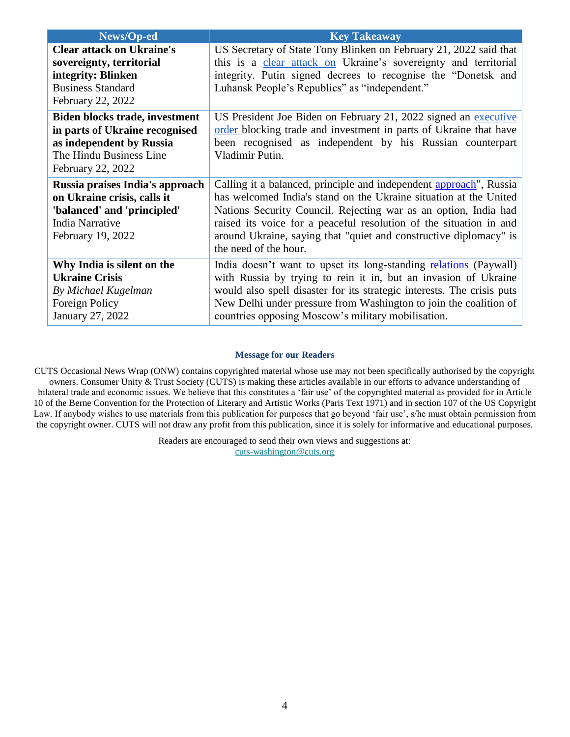| News/Op-ed | Key Takeaway |
|---|---|
| **Clear attack on Ukraine's sovereignty, territorial integrity: Blinken** Business Standard February 22, 2022 | US Secretary of State Tony Blinken on February 21, 2022 said that this is a clear attack on Ukraine's sovereignty and territorial integrity. Putin signed decrees to recognise the "Donetsk and Luhansk People's Republics" as "independent." |
| **Biden blocks trade, investment in parts of Ukraine recognised as independent by Russia** The Hindu Business Line February 22, 2022 | US President Joe Biden on February 21, 2022 signed an executive order blocking trade and investment in parts of Ukraine that have been recognised as independent by his Russian counterpart Vladimir Putin. |
| **Russia praises India's approach on Ukraine crisis, calls it 'balanced' and 'principled'** India Narrative February 19, 2022 | Calling it a balanced, principle and independent approach", Russia has welcomed India's stand on the Ukraine situation at the United Nations Security Council. Rejecting war as an option, India had raised its voice for a peaceful resolution of the situation in and around Ukraine, saying that "quiet and constructive diplomacy" is the need of the hour. |
| **Why India is silent on the Ukraine Crisis** *By Michael Kugelman* Foreign Policy January 27, 2022 | India doesn't want to upset its long-standing relations (Paywall) with Russia by trying to rein it in, but an invasion of Ukraine would also spell disaster for its strategic interests. The crisis puts New Delhi under pressure from Washington to join the coalition of countries opposing Moscow's military mobilisation. |

**Message for our Readers**

CUTS Occasional News Wrap (ONW) contains copyrighted material whose use may not been specifically authorised by the copyright owners. Consumer Unity & Trust Society (CUTS) is making these articles available in our efforts to advance understanding of bilateral trade and economic issues. We believe that this constitutes a 'fair use' of the copyrighted material as provided for in Article 10 of the Berne Convention for the Protection of Literary and Artistic Works (Paris Text 1971) and in section 107 of the US Copyright Law. If anybody wishes to use materials from this publication for purposes that go beyond 'fair use', s/he must obtain permission from the copyright owner. CUTS will not draw any profit from this publication, since it is solely for informative and educational purposes.

Readers are encouraged to send their own views and suggestions at:
cuts-washington@cuts.org